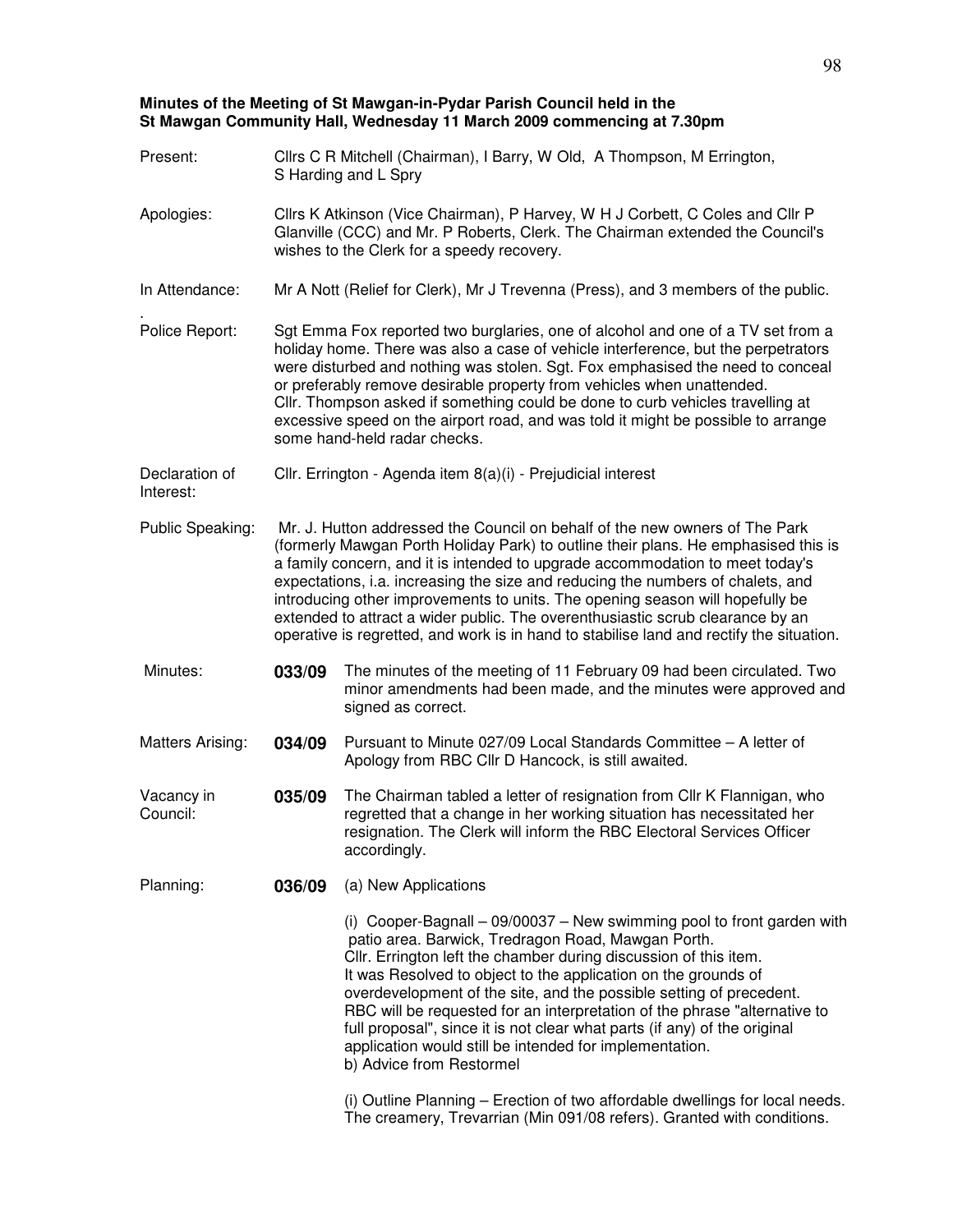**Minutes of the Meeting of St Mawgan-in-Pydar Parish Council held in the St Mawgan Community Hall, Wednesday 11 March 2009 commencing at 7.30pm**

Present: Cllrs C R Mitchell (Chairman), I Barry, W Old, A Thompson, M Errington, S Harding and L Spry

Apologies: Cllrs K Atkinson (Vice Chairman), P Harvey, W H J Corbett, C Coles and Cllr P Glanville (CCC) and Mr. P Roberts, Clerk. The Chairman extended the Council's wishes to the Clerk for a speedy recovery.

In Attendance: Mr A Nott (Relief for Clerk), Mr J Trevenna (Press), and 3 members of the public.

Police Report: Sgt Emma Fox reported two burglaries, one of alcohol and one of a TV set from a holiday home. There was also a case of vehicle interference, but the perpetrators were disturbed and nothing was stolen. Sgt. Fox emphasised the need to conceal or preferably remove desirable property from vehicles when unattended. Cllr. Thompson asked if something could be done to curb vehicles travelling at excessive speed on the airport road, and was told it might be possible to arrange some hand-held radar checks.

Declaration of Interest: Cllr. Errington - Agenda item 8(a)(i) - Prejudicial interest

Public Speaking: Mr. J. Hutton addressed the Council on behalf of the new owners of The Park (formerly Mawgan Porth Holiday Park) to outline their plans. He emphasised this is a family concern, and it is intended to upgrade accommodation to meet today's expectations, i.e. increasing the size and reducing the numbers of chalets, and introducing other improvements to units. The opening season will hopefully be extended to attract a wider public. The overenthusiastic scrub clearance by an operative is regretted, and work is in hand to stabilise land and rectify the situation.

Minutes: **033/09** The minutes of the meeting of 11 February 09 had been circulated. Two minor amendments had been made, and the minutes were approved and signed as correct.

Matters Arising: **034/09** Pursuant to Minute 027/09 Local Standards Committee – A letter of Apology from RBC Cllr D Hancock, is still awaited.

Vacancy in Council: **035/09** The Chairman tabled a letter of resignation from Cllr K Flannigan, who regretted that a change in her working situation has necessitated her resignation. The Clerk will inform the RBC Electoral Services Officer accordingly.

Planning: **036/09** (a) New Applications

(i) Cooper-Bagnall – 09/00037 – New swimming pool to front garden with patio area. Barwick, Tredragon Road, Mawgan Porth.
Cllr. Errington left the chamber during discussion of this item.
It was Resolved to object to the application on the grounds of overdevelopment of the site, and the possible setting of precedent.
RBC will be requested for an interpretation of the phrase "alternative to full proposal", since it is not clear what parts (if any) of the original application would still be intended for implementation.
b) Advice from Restormel

(i) Outline Planning – Erection of two affordable dwellings for local needs. The creamery, Trevarrian (Min 091/08 refers). Granted with conditions.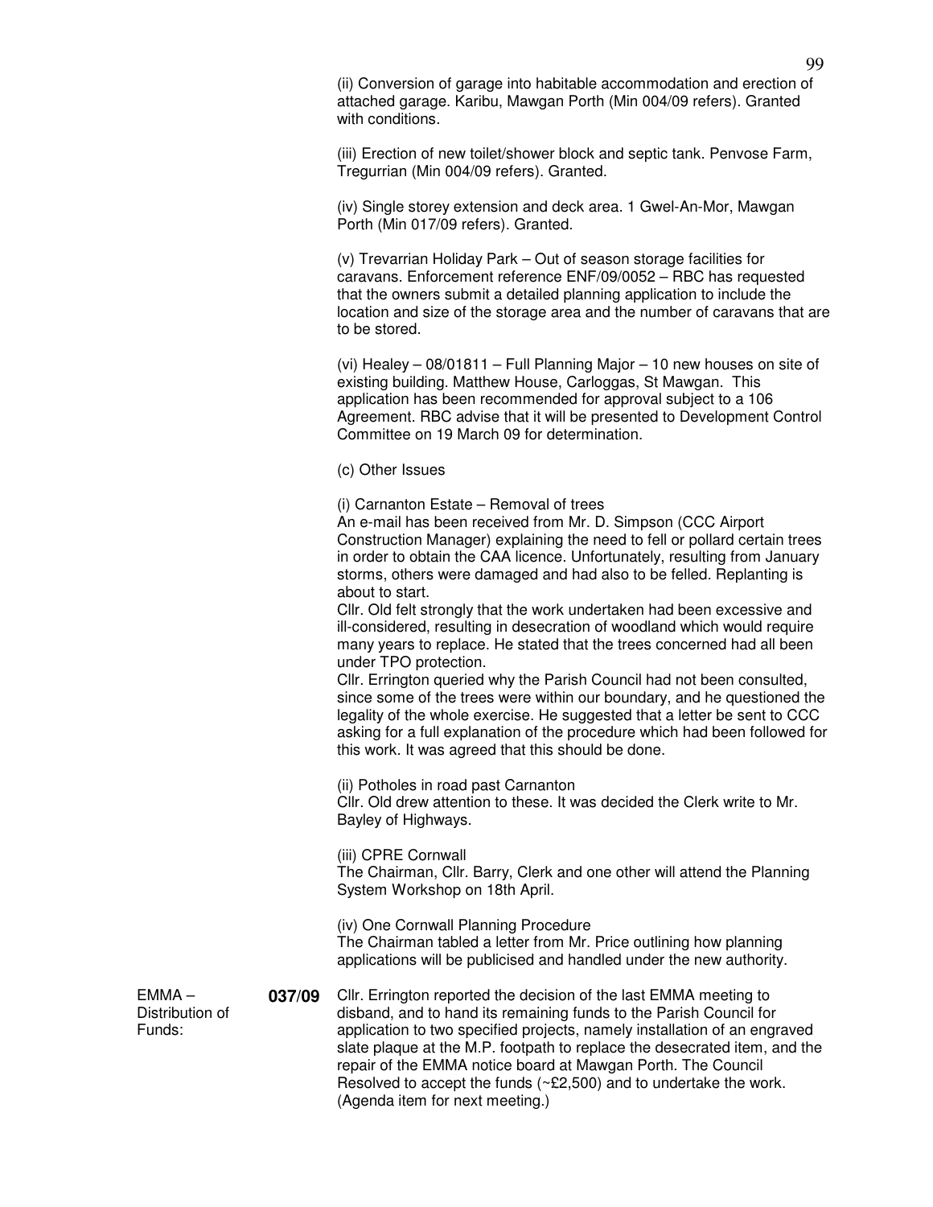(ii) Conversion of garage into habitable accommodation and erection of attached garage. Karibu, Mawgan Porth (Min 004/09 refers). Granted with conditions.

(iii) Erection of new toilet/shower block and septic tank. Penvose Farm, Tregurrian (Min 004/09 refers). Granted.

(iv) Single storey extension and deck area. 1 Gwel-An-Mor, Mawgan Porth (Min 017/09 refers). Granted.

(v) Trevarrian Holiday Park – Out of season storage facilities for caravans. Enforcement reference ENF/09/0052 – RBC has requested that the owners submit a detailed planning application to include the location and size of the storage area and the number of caravans that are to be stored.

(vi) Healey – 08/01811 – Full Planning Major – 10 new houses on site of existing building. Matthew House, Carloggas, St Mawgan. This application has been recommended for approval subject to a 106 Agreement. RBC advise that it will be presented to Development Control Committee on 19 March 09 for determination.

(c) Other Issues

(i) Carnanton Estate – Removal of trees
An e-mail has been received from Mr. D. Simpson (CCC Airport Construction Manager) explaining the need to fell or pollard certain trees in order to obtain the CAA licence. Unfortunately, resulting from January storms, others were damaged and had also to be felled. Replanting is about to start.
Cllr. Old felt strongly that the work undertaken had been excessive and ill-considered, resulting in desecration of woodland which would require many years to replace. He stated that the trees concerned had all been under TPO protection.
Cllr. Errington queried why the Parish Council had not been consulted, since some of the trees were within our boundary, and he questioned the legality of the whole exercise. He suggested that a letter be sent to CCC asking for a full explanation of the procedure which had been followed for this work. It was agreed that this should be done.

(ii) Potholes in road past Carnanton
Cllr. Old drew attention to these. It was decided the Clerk write to Mr. Bayley of Highways.

(iii) CPRE Cornwall
The Chairman, Cllr. Barry, Clerk and one other will attend the Planning System Workshop on 18th April.

(iv) One Cornwall Planning Procedure
The Chairman tabled a letter from Mr. Price outlining how planning applications will be publicised and handled under the new authority.

EMMA – Distribution of Funds: **037/09** Cllr. Errington reported the decision of the last EMMA meeting to disband, and to hand its remaining funds to the Parish Council for application to two specified projects, namely installation of an engraved slate plaque at the M.P. footpath to replace the desecrated item, and the repair of the EMMA notice board at Mawgan Porth. The Council Resolved to accept the funds (~£2,500) and to undertake the work. (Agenda item for next meeting.)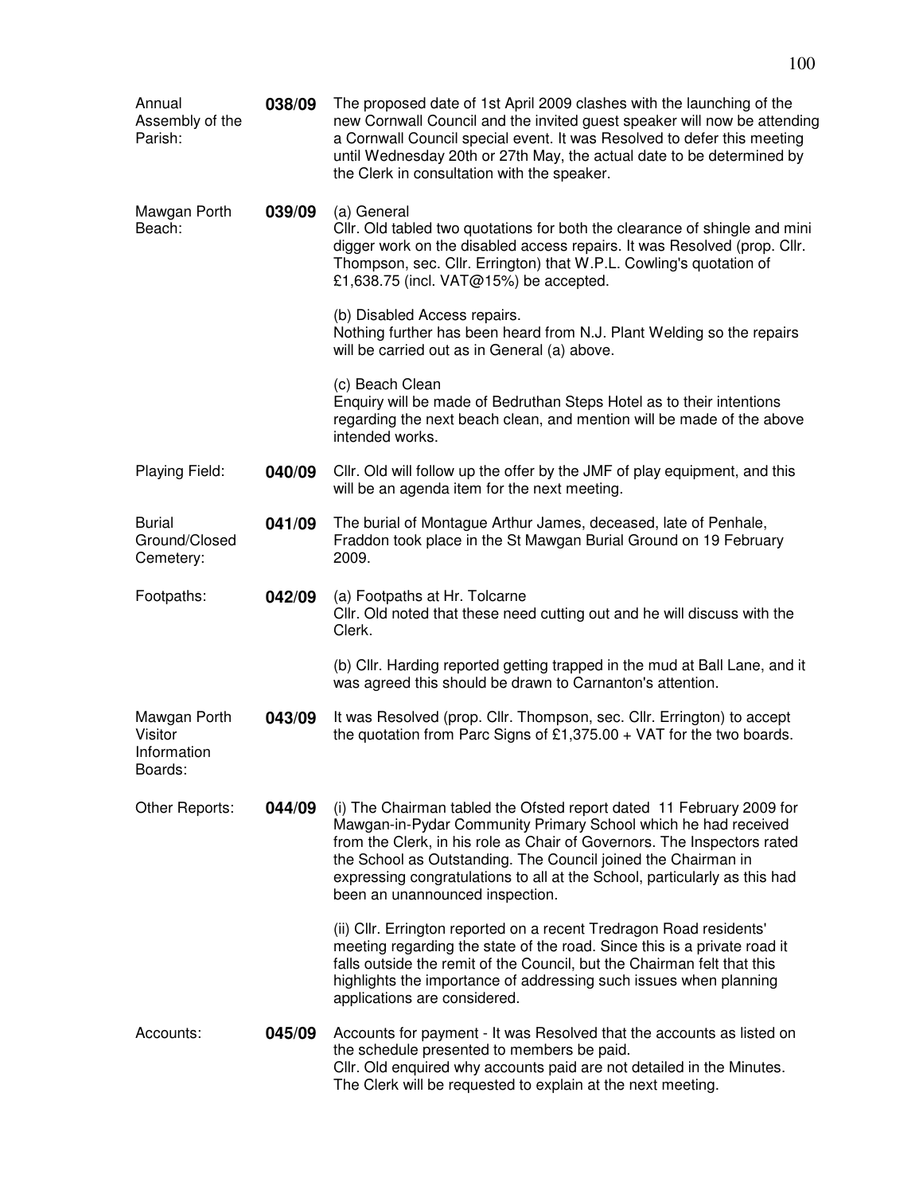| | | |
|---|---|---|
| Annual Assembly of the Parish: | **038/09** | The proposed date of 1st April 2009 clashes with the launching of the new Cornwall Council and the invited guest speaker will now be attending a Cornwall Council special event. It was Resolved to defer this meeting until Wednesday 20th or 27th May, the actual date to be determined by the Clerk in consultation with the speaker. |
| Mawgan Porth Beach: | **039/09** | (a) General<br>Cllr. Old tabled two quotations for both the clearance of shingle and mini digger work on the disabled access repairs. It was Resolved (prop. Cllr. Thompson, sec. Cllr. Errington) that W.P.L. Cowling's quotation of £1,638.75 (incl. VAT@15%) be accepted.<br><br>(b) Disabled Access repairs.<br>Nothing further has been heard from N.J. Plant Welding so the repairs will be carried out as in General (a) above.<br><br>(c) Beach Clean<br>Enquiry will be made of Bedruthan Steps Hotel as to their intentions regarding the next beach clean, and mention will be made of the above intended works. |
| Playing Field: | **040/09** | Cllr. Old will follow up the offer by the JMF of play equipment, and this will be an agenda item for the next meeting. |
| Burial Ground/Closed Cemetery: | **041/09** | The burial of Montague Arthur James, deceased, late of Penhale, Fraddon took place in the St Mawgan Burial Ground on 19 February 2009. |
| Footpaths: | **042/09** | (a) Footpaths at Hr. Tolcarne<br>Cllr. Old noted that these need cutting out and he will discuss with the Clerk.<br><br>(b) Cllr. Harding reported getting trapped in the mud at Ball Lane, and it was agreed this should be drawn to Carnanton's attention. |
| Mawgan Porth Visitor Information Boards: | **043/09** | It was Resolved (prop. Cllr. Thompson, sec. Cllr. Errington) to accept the quotation from Parc Signs of £1,375.00 + VAT for the two boards. |
| Other Reports: | **044/09** | (i) The Chairman tabled the Ofsted report dated 11 February 2009 for Mawgan-in-Pydar Community Primary School which he had received from the Clerk, in his role as Chair of Governors. The Inspectors rated the School as Outstanding. The Council joined the Chairman in expressing congratulations to all at the School, particularly as this had been an unannounced inspection.<br><br>(ii) Cllr. Errington reported on a recent Tredragon Road residents' meeting regarding the state of the road. Since this is a private road it falls outside the remit of the Council, but the Chairman felt that this highlights the importance of addressing such issues when planning applications are considered. |
| Accounts: | **045/09** | Accounts for payment - It was Resolved that the accounts as listed on the schedule presented to members be paid.<br>Cllr. Old enquired why accounts paid are not detailed in the Minutes. The Clerk will be requested to explain at the next meeting. |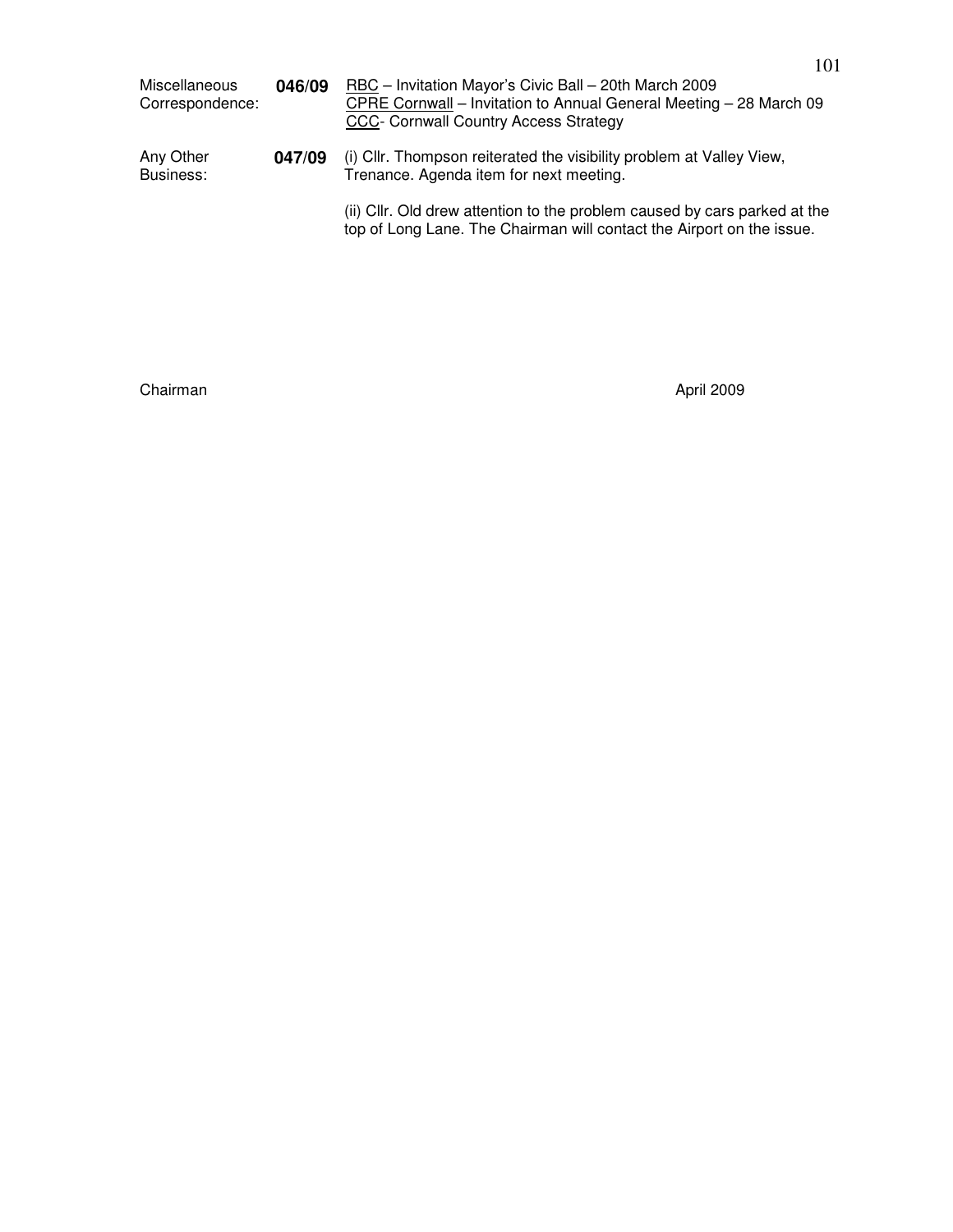Miscellaneous Correspondence: **046/09**

RBC – Invitation Mayor's Civic Ball – 20th March 2009
CPRE Cornwall – Invitation to Annual General Meeting – 28 March 09
CCC- Cornwall Country Access Strategy

Any Other Business: **047/09**

(i) Cllr. Thompson reiterated the visibility problem at Valley View, Trenance. Agenda item for next meeting.

(ii) Cllr. Old drew attention to the problem caused by cars parked at the top of Long Lane. The Chairman will contact the Airport on the issue.

Chairman April 2009